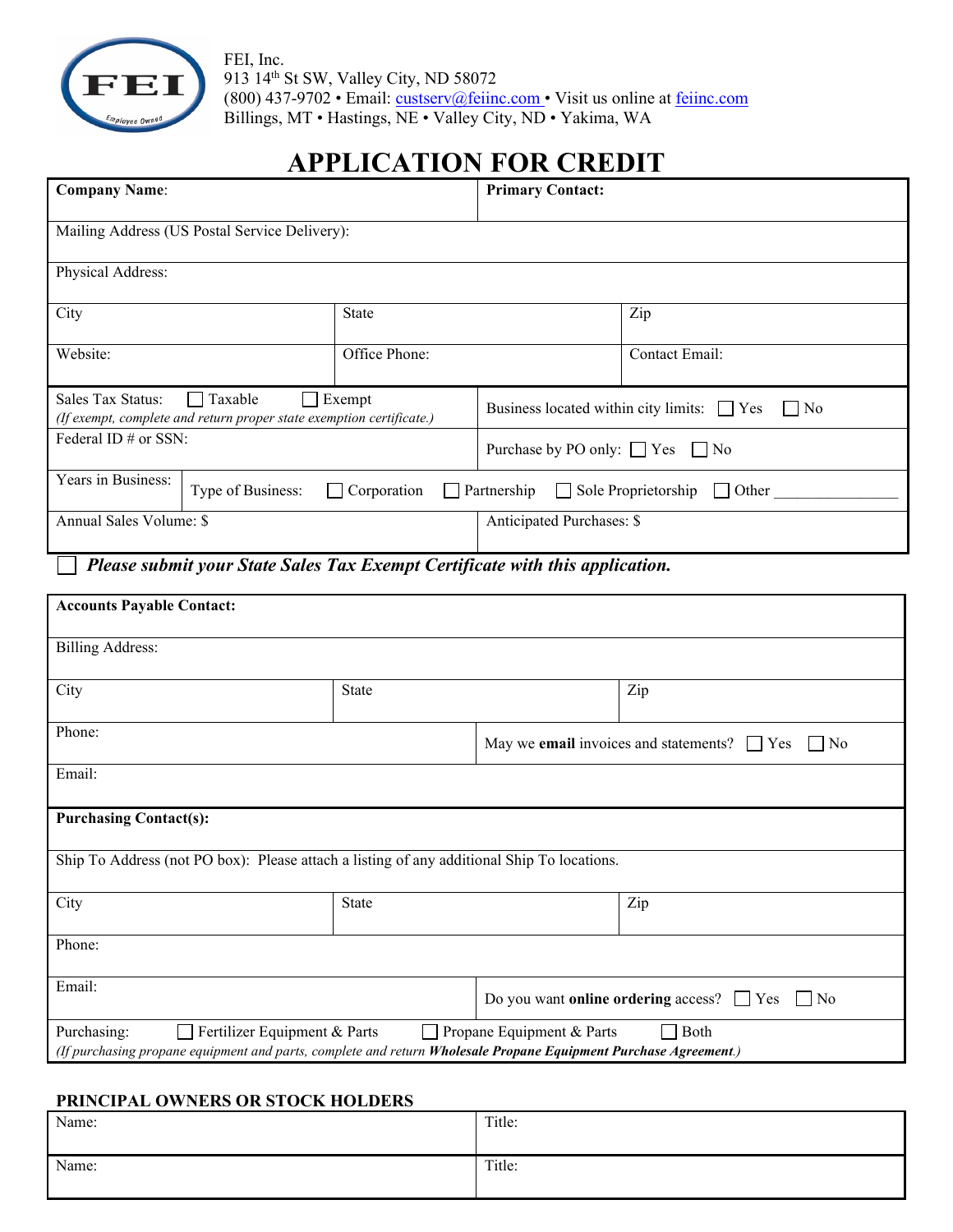FEI, Inc.
913 14th St SW, Valley City, ND 58072
(800) 437-9702 • Email: custserv@feiinc.com • Visit us online at feiinc.com
Billings, MT • Hastings, NE • Valley City, ND • Yakima, WA

# APPLICATION FOR CREDIT

| **Company Name**: | | **Primary Contact:** |
|---|---|---|
| Mailing Address (US Postal Service Delivery): | | |
| Physical Address: | | |
| City | State | Zip |
| Website: | Office Phone: | Contact Email: |
| Sales Tax Status: ☐ Taxable ☐ Exempt *(If exempt, complete and return proper state exemption certificate.)* | | Business located within city limits: ☐ Yes ☐ No |
| Federal ID # or SSN: | | Purchase by PO only: ☐ Yes ☐ No |
| Years in Business: | Type of Business: ☐ Corporation ☐ Partnership ☐ Sole Proprietorship ☐ Other ________________ | |
| Annual Sales Volume: $ | | Anticipated Purchases: $ |

☐ ***Please submit your State Sales Tax Exempt Certificate with this application.***

| **Accounts Payable Contact:** | | |
|---|---|---|
| Billing Address: | | |
| City | State | Zip |
| Phone: | | May we **email** invoices and statements? ☐ Yes ☐ No |
| Email: | | |
| **Purchasing Contact(s):** | | |
| Ship To Address (not PO box): Please attach a listing of any additional Ship To locations. | | |
| City | State | Zip |
| Phone: | | |
| Email: | | Do you want **online ordering** access? ☐ Yes ☐ No |
| Purchasing: ☐ Fertilizer Equipment & Parts ☐ Propane Equipment & Parts ☐ Both *(If purchasing propane equipment and parts, complete and return **Wholesale Propane Equipment Purchase Agreement**.)* | | |

**PRINCIPAL OWNERS OR STOCK HOLDERS**

| Name: | Title: |
|---|---|
| Name: | Title: |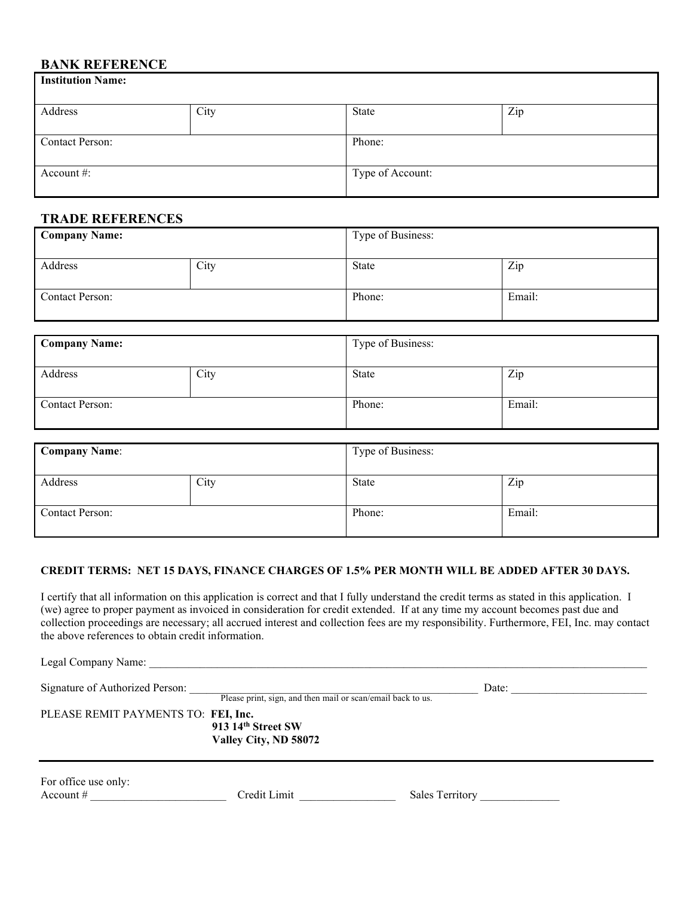## BANK REFERENCE

| **Institution Name:** | | | |
|---|---|---|---|
| Address | City | State | Zip |
| Contact Person: | | Phone: | |
| Account #: | | Type of Account: | |

## TRADE REFERENCES

| **Company Name:** | | Type of Business: | |
|---|---|---|---|
| Address | City | State | Zip |
| Contact Person: | | Phone: | Email: |

| **Company Name:** | | Type of Business: | |
|---|---|---|---|
| Address | City | State | Zip |
| Contact Person: | | Phone: | Email: |

| **Company Name**: | | Type of Business: | |
|---|---|---|---|
| Address | City | State | Zip |
| Contact Person: | | Phone: | Email: |

**CREDIT TERMS: NET 15 DAYS, FINANCE CHARGES OF 1.5% PER MONTH WILL BE ADDED AFTER 30 DAYS.**

I certify that all information on this application is correct and that I fully understand the credit terms as stated in this application. I (we) agree to proper payment as invoiced in consideration for credit extended. If at any time my account becomes past due and collection proceedings are necessary; all accrued interest and collection fees are my responsibility. Furthermore, FEI, Inc. may contact the above references to obtain credit information.

Legal Company Name: ______________________________________________________________________________

Signature of Authorized Person: ____________________________________________ Date: ______________________

Please print, sign, and then mail or scan/email back to us.

PLEASE REMIT PAYMENTS TO: **FEI, Inc.**
**913 14th Street SW**
**Valley City, ND 58072**

---

For office use only:
Account # ______________________ Credit Limit _______________ Sales Territory _____________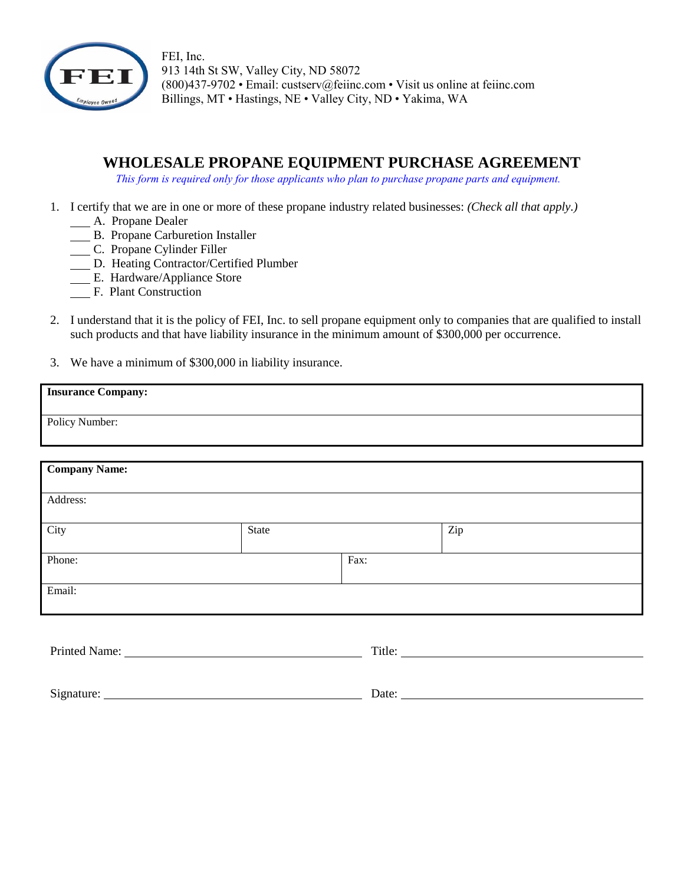FEI, Inc.
913 14th St SW, Valley City, ND 58072
(800)437-9702 • Email: custserv@feiinc.com • Visit us online at feiinc.com
Billings, MT • Hastings, NE • Valley City, ND • Yakima, WA

# WHOLESALE PROPANE EQUIPMENT PURCHASE AGREEMENT

*This form is required only for those applicants who plan to purchase propane parts and equipment.*

1. I certify that we are in one or more of these propane industry related businesses: *(Check all that apply.)*
   ___ A. Propane Dealer
   ___ B. Propane Carburetion Installer
   ___ C. Propane Cylinder Filler
   ___ D. Heating Contractor/Certified Plumber
   ___ E. Hardware/Appliance Store
   ___ F. Plant Construction

2. I understand that it is the policy of FEI, Inc. to sell propane equipment only to companies that are qualified to install such products and that have liability insurance in the minimum amount of $300,000 per occurrence.

3. We have a minimum of $300,000 in liability insurance.

| |
|---|
| **Insurance Company:** |
| Policy Number: |

| | | |
|---|---|---|
| **Company Name:** | | |
| Address: | | |
| City | State | Zip |
| Phone: | Fax: | |
| Email: | | |

Printed Name: ______________________________ Title: ______________________________

Signature: ______________________________ Date: ______________________________